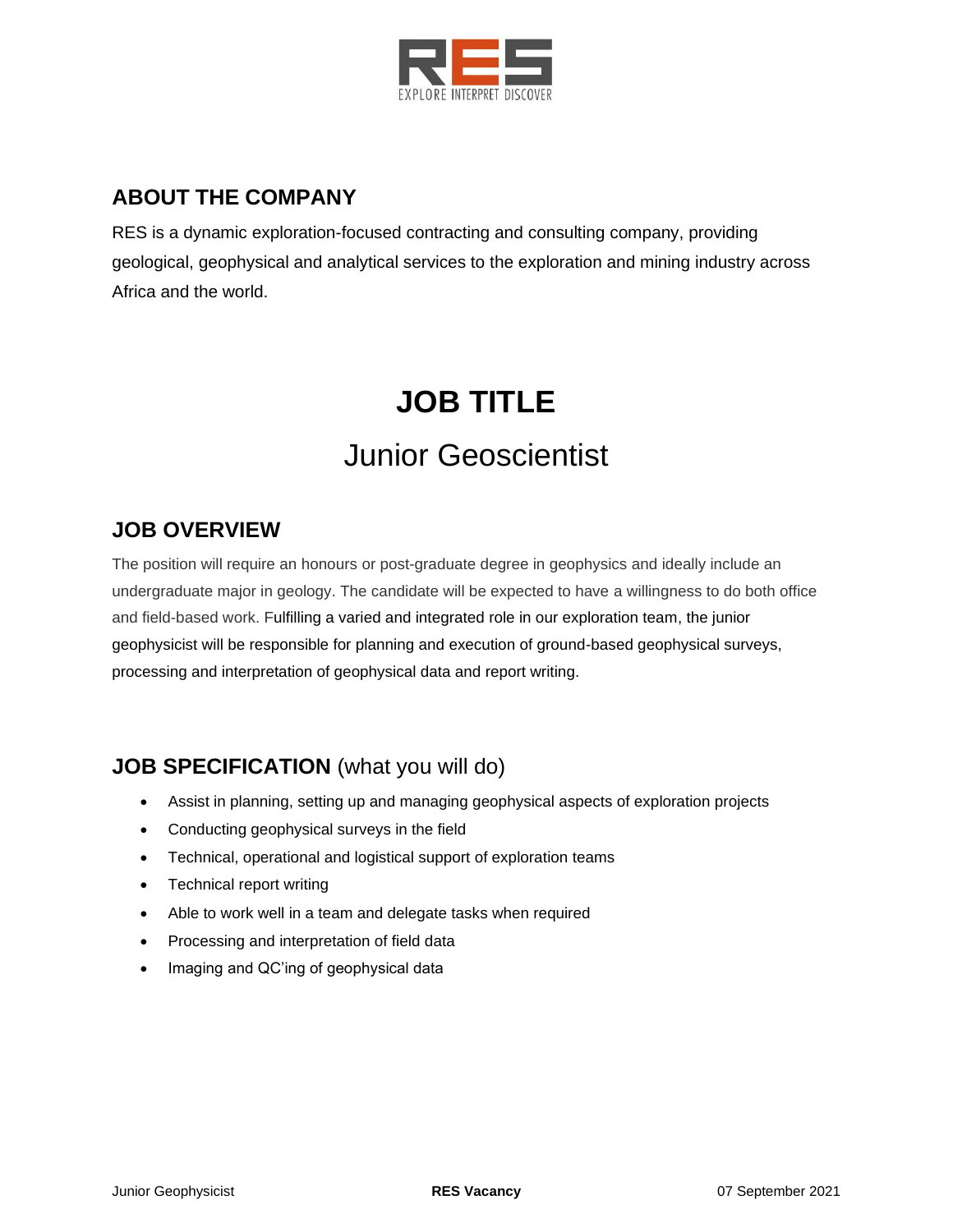RES

EXPLORE INTERPRET DISCOVER

## ABOUT THE COMPANY

RES is a dynamic exploration-focused contracting and consulting company, providing geological, geophysical and analytical services to the exploration and mining industry across Africa and the world.

# JOB TITLE

## Junior Geoscientist

## JOB OVERVIEW

The position will require an honours or post-graduate degree in geophysics and ideally include an undergraduate major in geology. The candidate will be expected to have a willingness to do both office and field-based work. Fulfilling a varied and integrated role in our exploration team, the junior geophysicist will be responsible for planning and execution of ground-based geophysical surveys, processing and interpretation of geophysical data and report writing.

## JOB SPECIFICATION (what you will do)

- Assist in planning, setting up and managing geophysical aspects of exploration projects
- Conducting geophysical surveys in the field
- Technical, operational and logistical support of exploration teams
- Technical report writing
- Able to work well in a team and delegate tasks when required
- Processing and interpretation of field data
- Imaging and QC'ing of geophysical data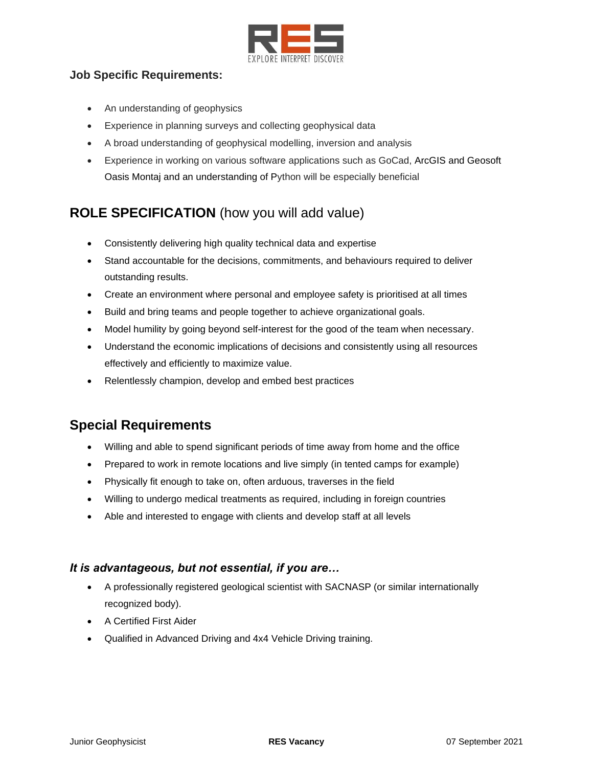### Job Specific Requirements:

- An understanding of geophysics
- Experience in planning surveys and collecting geophysical data
- A broad understanding of geophysical modelling, inversion and analysis
- Experience in working on various software applications such as GoCad, ArcGIS and Geosoft Oasis Montaj and an understanding of Python will be especially beneficial

## ROLE SPECIFICATION (how you will add value)

- Consistently delivering high quality technical data and expertise
- Stand accountable for the decisions, commitments, and behaviours required to deliver outstanding results.
- Create an environment where personal and employee safety is prioritised at all times
- Build and bring teams and people together to achieve organizational goals.
- Model humility by going beyond self-interest for the good of the team when necessary.
- Understand the economic implications of decisions and consistently using all resources effectively and efficiently to maximize value.
- Relentlessly champion, develop and embed best practices

## Special Requirements

- Willing and able to spend significant periods of time away from home and the office
- Prepared to work in remote locations and live simply (in tented camps for example)
- Physically fit enough to take on, often arduous, traverses in the field
- Willing to undergo medical treatments as required, including in foreign countries
- Able and interested to engage with clients and develop staff at all levels

### *It is advantageous, but not essential, if you are…*

- A professionally registered geological scientist with SACNASP (or similar internationally recognized body).
- A Certified First Aider
- Qualified in Advanced Driving and 4x4 Vehicle Driving training.